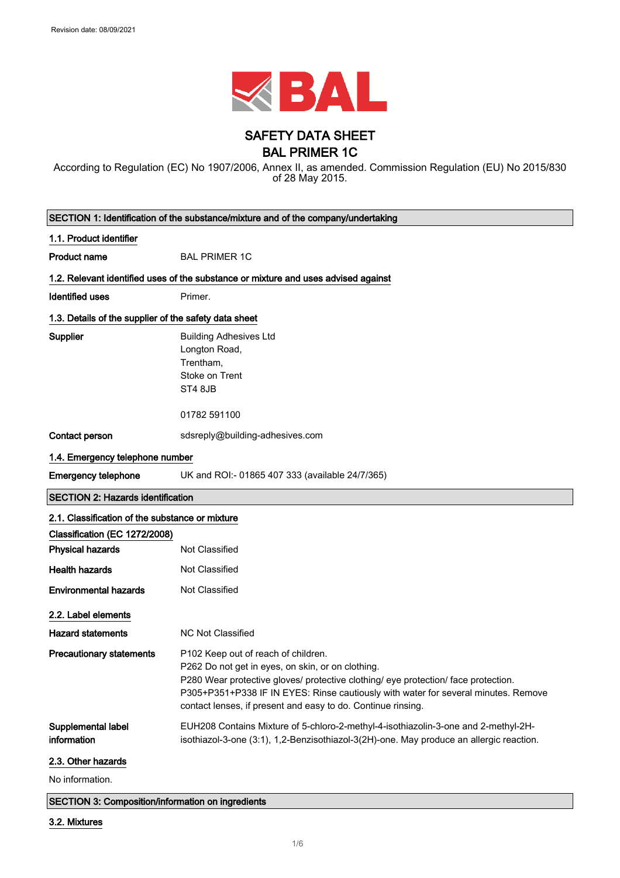Revision date: 08/09/2021

# SAFETY DATA SHEET

# BAL PRIMER 1C

According to Regulation (EC) No 1907/2006, Annex II, as amended. Commission Regulation (EU) No 2015/830 of 28 May 2015.

## SECTION 1: Identification of the substance/mixture and of the company/undertaking

### 1.1. Product identifier

**Product name** BAL PRIMER 1C

### 1.2. Relevant identified uses of the substance or mixture and uses advised against

**Identified uses** Primer.

### 1.3. Details of the supplier of the safety data sheet

**Supplier**
Building Adhesives Ltd
Longton Road,
Trentham,
Stoke on Trent
ST4 8JB

01782 591100

**Contact person** sdsreply@building-adhesives.com

### 1.4. Emergency telephone number

**Emergency telephone** UK and ROI:- 01865 407 333 (available 24/7/365)

## SECTION 2: Hazards identification

### 2.1. Classification of the substance or mixture

**Classification (EC 1272/2008)**

**Physical hazards** Not Classified

**Health hazards** Not Classified

**Environmental hazards** Not Classified

### 2.2. Label elements

**Hazard statements** NC Not Classified

**Precautionary statements**
P102 Keep out of reach of children.
P262 Do not get in eyes, on skin, or on clothing.
P280 Wear protective gloves/ protective clothing/ eye protection/ face protection.
P305+P351+P338 IF IN EYES: Rinse cautiously with water for several minutes. Remove contact lenses, if present and easy to do. Continue rinsing.

**Supplemental label information** EUH208 Contains Mixture of 5-chloro-2-methyl-4-isothiazolin-3-one and 2-methyl-2H-isothiazol-3-one (3:1), 1,2-Benzisothiazol-3(2H)-one. May produce an allergic reaction.

### 2.3. Other hazards

No information.

## SECTION 3: Composition/information on ingredients

### 3.2. Mixtures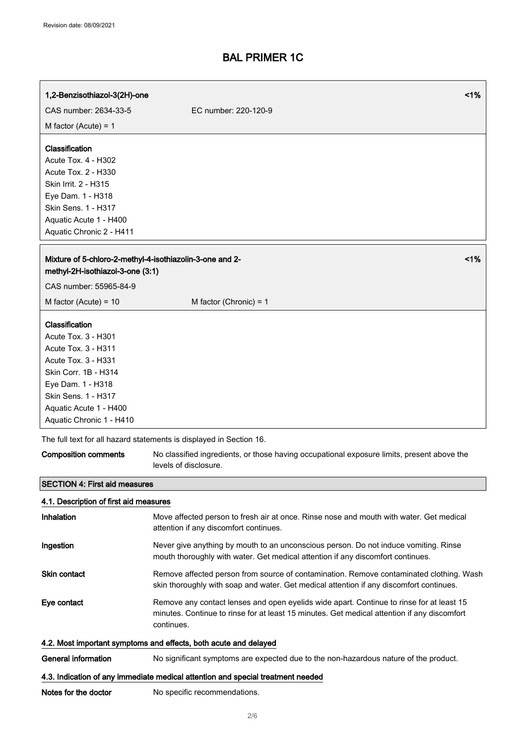**1,2-Benzisothiazol-3(2H)-one** <1%

CAS number: 2634-33-5 EC number: 220-120-9

M factor (Acute) = 1

**Classification**
Acute Tox. 4 - H302
Acute Tox. 2 - H330
Skin Irrit. 2 - H315
Eye Dam. 1 - H318
Skin Sens. 1 - H317
Aquatic Acute 1 - H400
Aquatic Chronic 2 - H411

**Mixture of 5-chloro-2-methyl-4-isothiazolin-3-one and 2-methyl-2H-isothiazol-3-one (3:1)** <1%

CAS number: 55965-84-9

M factor (Acute) = 10 M factor (Chronic) = 1

**Classification**
Acute Tox. 3 - H301
Acute Tox. 3 - H311
Acute Tox. 3 - H331
Skin Corr. 1B - H314
Eye Dam. 1 - H318
Skin Sens. 1 - H317
Aquatic Acute 1 - H400
Aquatic Chronic 1 - H410

The full text for all hazard statements is displayed in Section 16.

**Composition comments** No classified ingredients, or those having occupational exposure limits, present above the levels of disclosure.

## SECTION 4: First aid measures

### 4.1. Description of first aid measures

**Inhalation** Move affected person to fresh air at once. Rinse nose and mouth with water. Get medical attention if any discomfort continues.

**Ingestion** Never give anything by mouth to an unconscious person. Do not induce vomiting. Rinse mouth thoroughly with water. Get medical attention if any discomfort continues.

**Skin contact** Remove affected person from source of contamination. Remove contaminated clothing. Wash skin thoroughly with soap and water. Get medical attention if any discomfort continues.

**Eye contact** Remove any contact lenses and open eyelids wide apart. Continue to rinse for at least 15 minutes. Continue to rinse for at least 15 minutes. Get medical attention if any discomfort continues.

### 4.2. Most important symptoms and effects, both acute and delayed

**General information** No significant symptoms are expected due to the non-hazardous nature of the product.

### 4.3. Indication of any immediate medical attention and special treatment needed

**Notes for the doctor** No specific recommendations.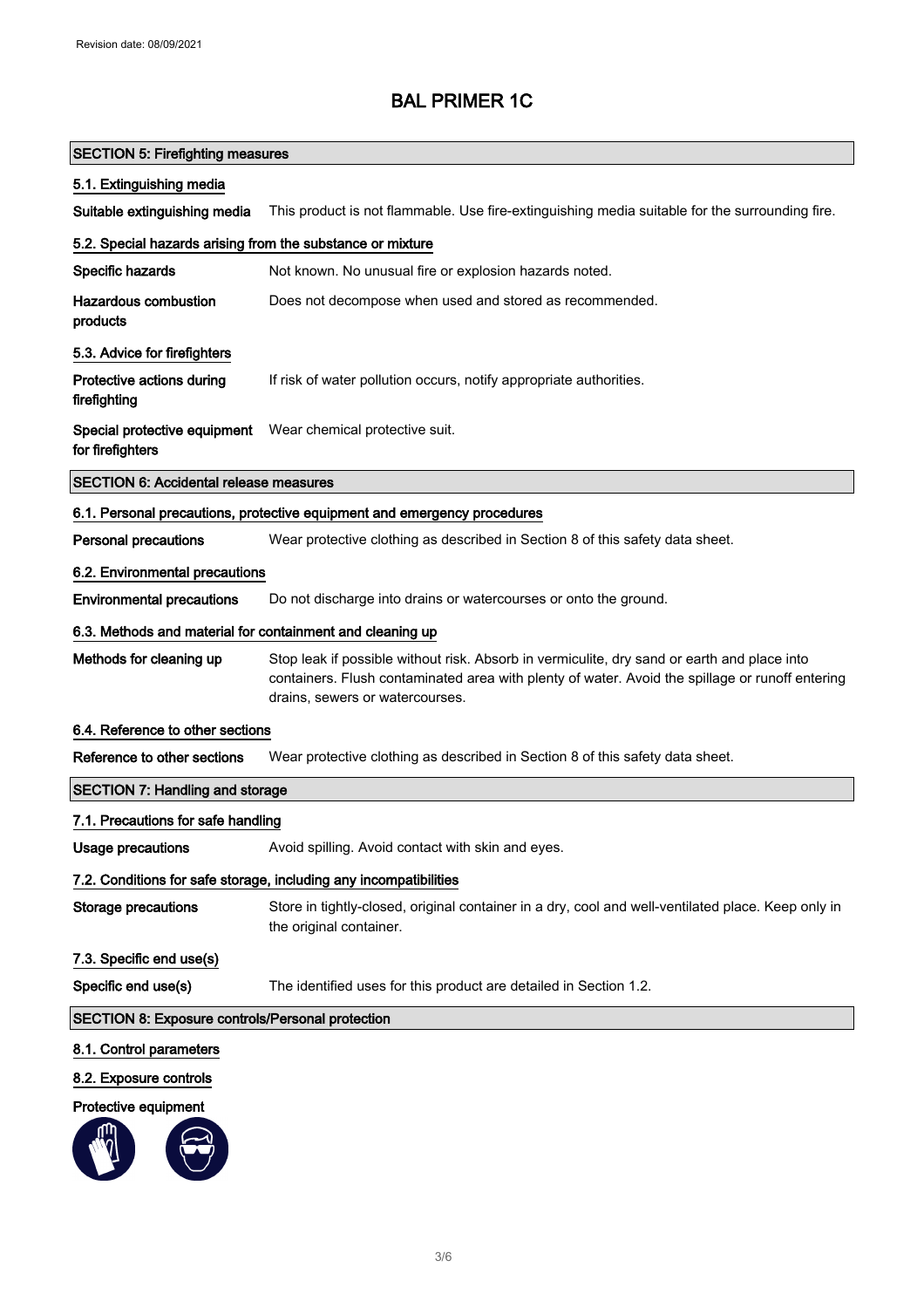# BAL PRIMER 1C

## SECTION 5: Firefighting measures

### 5.1. Extinguishing media

**Suitable extinguishing media** This product is not flammable. Use fire-extinguishing media suitable for the surrounding fire.

### 5.2. Special hazards arising from the substance or mixture

**Specific hazards** Not known. No unusual fire or explosion hazards noted.

**Hazardous combustion products** Does not decompose when used and stored as recommended.

### 5.3. Advice for firefighters

**Protective actions during firefighting** If risk of water pollution occurs, notify appropriate authorities.

**Special protective equipment for firefighters** Wear chemical protective suit.

## SECTION 6: Accidental release measures

### 6.1. Personal precautions, protective equipment and emergency procedures

**Personal precautions** Wear protective clothing as described in Section 8 of this safety data sheet.

### 6.2. Environmental precautions

**Environmental precautions** Do not discharge into drains or watercourses or onto the ground.

### 6.3. Methods and material for containment and cleaning up

**Methods for cleaning up** Stop leak if possible without risk. Absorb in vermiculite, dry sand or earth and place into containers. Flush contaminated area with plenty of water. Avoid the spillage or runoff entering drains, sewers or watercourses.

### 6.4. Reference to other sections

**Reference to other sections** Wear protective clothing as described in Section 8 of this safety data sheet.

## SECTION 7: Handling and storage

### 7.1. Precautions for safe handling

**Usage precautions** Avoid spilling. Avoid contact with skin and eyes.

### 7.2. Conditions for safe storage, including any incompatibilities

**Storage precautions** Store in tightly-closed, original container in a dry, cool and well-ventilated place. Keep only in the original container.

### 7.3. Specific end use(s)

**Specific end use(s)** The identified uses for this product are detailed in Section 1.2.

## SECTION 8: Exposure controls/Personal protection

### 8.1. Control parameters

### 8.2. Exposure controls

**Protective equipment**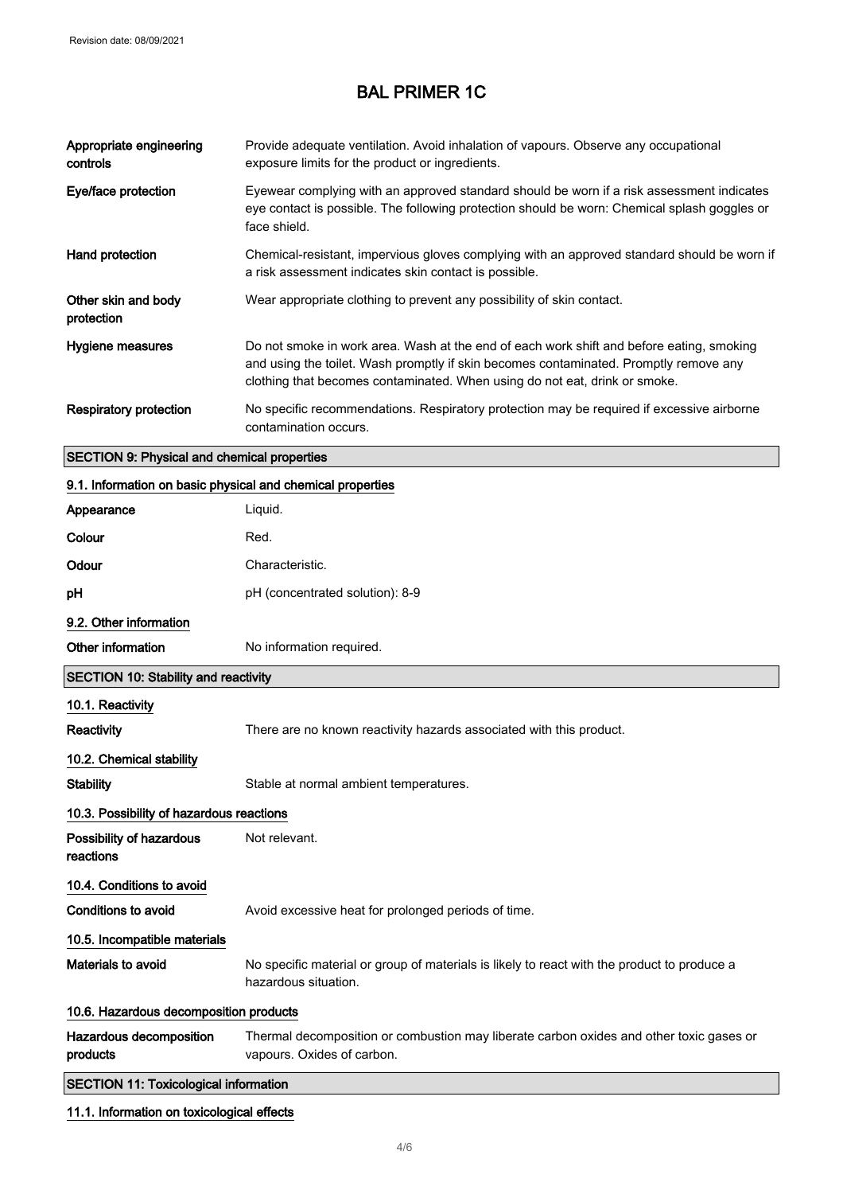| | |
|---|---|
| **Appropriate engineering controls** | Provide adequate ventilation. Avoid inhalation of vapours. Observe any occupational exposure limits for the product or ingredients. |
| **Eye/face protection** | Eyewear complying with an approved standard should be worn if a risk assessment indicates eye contact is possible. The following protection should be worn: Chemical splash goggles or face shield. |
| **Hand protection** | Chemical-resistant, impervious gloves complying with an approved standard should be worn if a risk assessment indicates skin contact is possible. |
| **Other skin and body protection** | Wear appropriate clothing to prevent any possibility of skin contact. |
| **Hygiene measures** | Do not smoke in work area. Wash at the end of each work shift and before eating, smoking and using the toilet. Wash promptly if skin becomes contaminated. Promptly remove any clothing that becomes contaminated. When using do not eat, drink or smoke. |
| **Respiratory protection** | No specific recommendations. Respiratory protection may be required if excessive airborne contamination occurs. |

## SECTION 9: Physical and chemical properties

### 9.1. Information on basic physical and chemical properties

| | |
|---|---|
| **Appearance** | Liquid. |
| **Colour** | Red. |
| **Odour** | Characteristic. |
| **pH** | pH (concentrated solution): 8-9 |

### 9.2. Other information

| | |
|---|---|
| **Other information** | No information required. |

## SECTION 10: Stability and reactivity

### 10.1. Reactivity

| | |
|---|---|
| **Reactivity** | There are no known reactivity hazards associated with this product. |

### 10.2. Chemical stability

| | |
|---|---|
| **Stability** | Stable at normal ambient temperatures. |

### 10.3. Possibility of hazardous reactions

| | |
|---|---|
| **Possibility of hazardous reactions** | Not relevant. |

### 10.4. Conditions to avoid

| | |
|---|---|
| **Conditions to avoid** | Avoid excessive heat for prolonged periods of time. |

### 10.5. Incompatible materials

| | |
|---|---|
| **Materials to avoid** | No specific material or group of materials is likely to react with the product to produce a hazardous situation. |

### 10.6. Hazardous decomposition products

| | |
|---|---|
| **Hazardous decomposition products** | Thermal decomposition or combustion may liberate carbon oxides and other toxic gases or vapours. Oxides of carbon. |

## SECTION 11: Toxicological information

### 11.1. Information on toxicological effects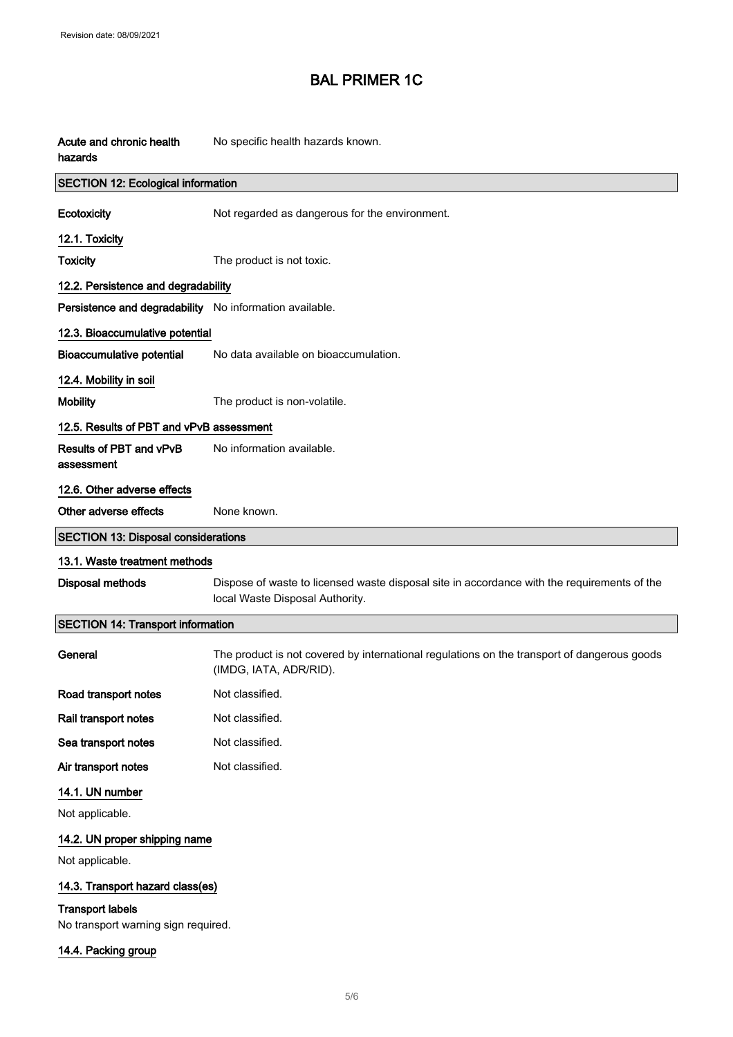**Acute and chronic health hazards** No specific health hazards known.

## SECTION 12: Ecological information

**Ecotoxicity** Not regarded as dangerous for the environment.

### 12.1. Toxicity

**Toxicity** The product is not toxic.

### 12.2. Persistence and degradability

**Persistence and degradability** No information available.

### 12.3. Bioaccumulative potential

**Bioaccumulative potential** No data available on bioaccumulation.

### 12.4. Mobility in soil

**Mobility** The product is non-volatile.

### 12.5. Results of PBT and vPvB assessment

**Results of PBT and vPvB assessment** No information available.

### 12.6. Other adverse effects

**Other adverse effects** None known.

## SECTION 13: Disposal considerations

### 13.1. Waste treatment methods

**Disposal methods** Dispose of waste to licensed waste disposal site in accordance with the requirements of the local Waste Disposal Authority.

## SECTION 14: Transport information

**General** The product is not covered by international regulations on the transport of dangerous goods (IMDG, IATA, ADR/RID).

**Road transport notes** Not classified.

**Rail transport notes** Not classified.

**Sea transport notes** Not classified.

**Air transport notes** Not classified.

### 14.1. UN number

Not applicable.

### 14.2. UN proper shipping name

Not applicable.

### 14.3. Transport hazard class(es)

**Transport labels**
No transport warning sign required.

### 14.4. Packing group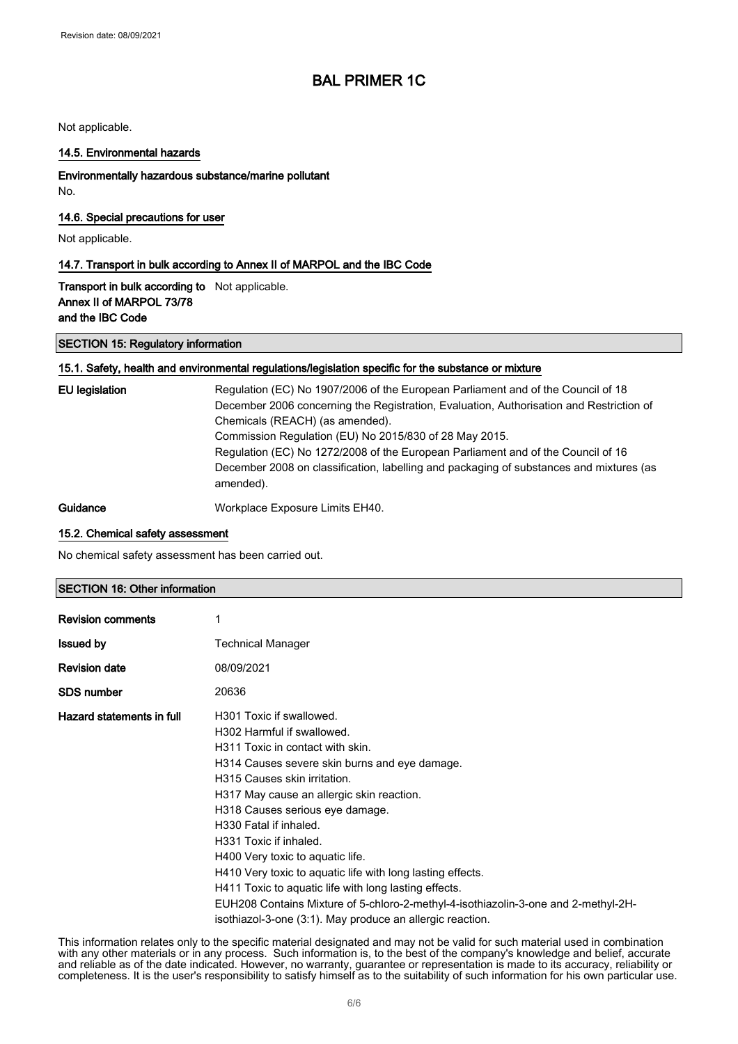# BAL PRIMER 1C

Not applicable.

### 14.5. Environmental hazards

**Environmentally hazardous substance/marine pollutant**

No.

### 14.6. Special precautions for user

Not applicable.

### 14.7. Transport in bulk according to Annex II of MARPOL and the IBC Code

**Transport in bulk according to Annex II of MARPOL 73/78 and the IBC Code** Not applicable.

## SECTION 15: Regulatory information

### 15.1. Safety, health and environmental regulations/legislation specific for the substance or mixture

**EU legislation**

Regulation (EC) No 1907/2006 of the European Parliament and of the Council of 18 December 2006 concerning the Registration, Evaluation, Authorisation and Restriction of Chemicals (REACH) (as amended).
Commission Regulation (EU) No 2015/830 of 28 May 2015.
Regulation (EC) No 1272/2008 of the European Parliament and of the Council of 16 December 2008 on classification, labelling and packaging of substances and mixtures (as amended).

**Guidance**

Workplace Exposure Limits EH40.

### 15.2. Chemical safety assessment

No chemical safety assessment has been carried out.

## SECTION 16: Other information

**Revision comments** 1

**Issued by** Technical Manager

**Revision date** 08/09/2021

**SDS number** 20636

**Hazard statements in full**

H301 Toxic if swallowed.
H302 Harmful if swallowed.
H311 Toxic in contact with skin.
H314 Causes severe skin burns and eye damage.
H315 Causes skin irritation.
H317 May cause an allergic skin reaction.
H318 Causes serious eye damage.
H330 Fatal if inhaled.
H331 Toxic if inhaled.
H400 Very toxic to aquatic life.
H410 Very toxic to aquatic life with long lasting effects.
H411 Toxic to aquatic life with long lasting effects.
EUH208 Contains Mixture of 5-chloro-2-methyl-4-isothiazolin-3-one and 2-methyl-2H-isothiazol-3-one (3:1). May produce an allergic reaction.

This information relates only to the specific material designated and may not be valid for such material used in combination with any other materials or in any process. Such information is, to the best of the company's knowledge and belief, accurate and reliable as of the date indicated. However, no warranty, guarantee or representation is made to its accuracy, reliability or completeness. It is the user's responsibility to satisfy himself as to the suitability of such information for his own particular use.